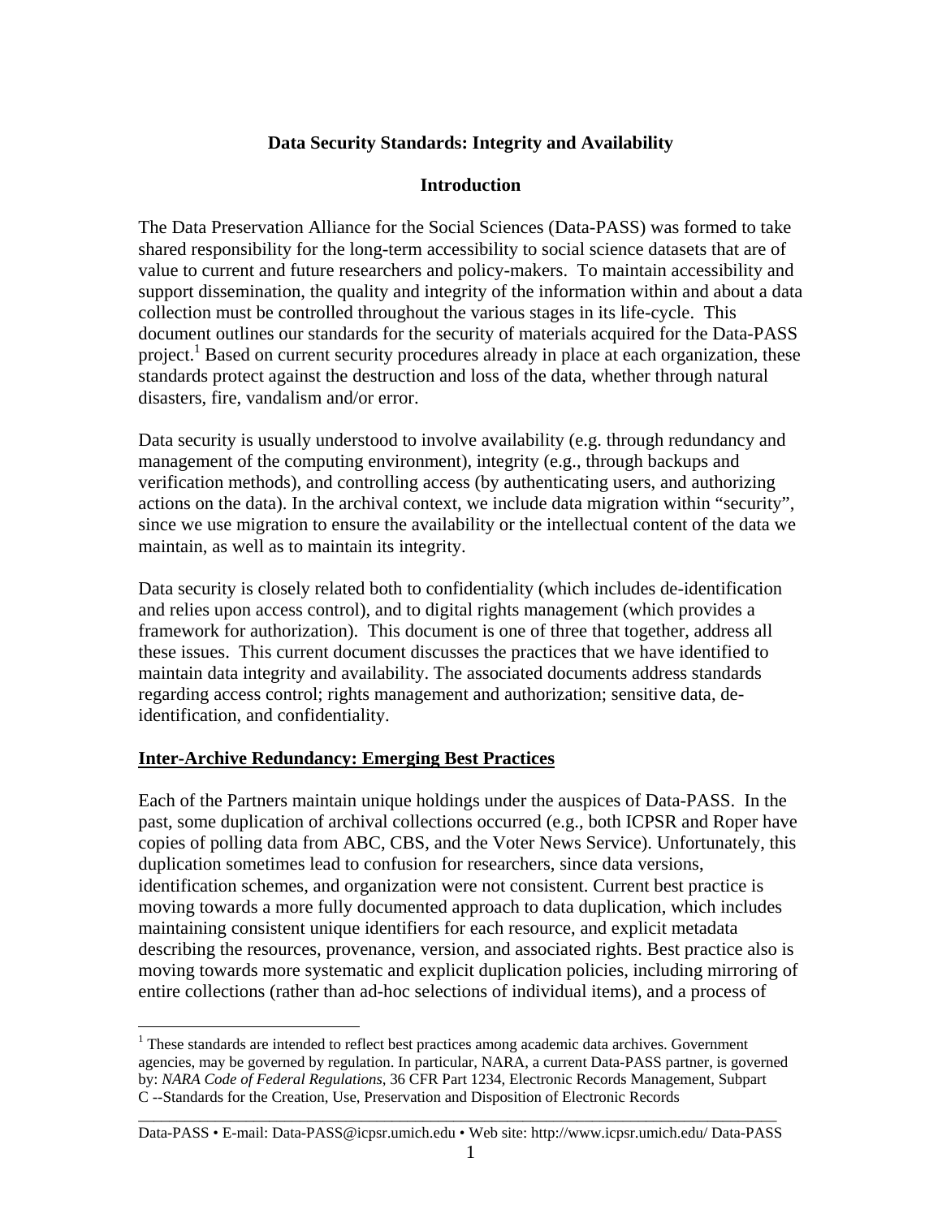# Data Security Standards: Integrity and Availability

## Introduction

The Data Preservation Alliance for the Social Sciences (Data-PASS) was formed to take shared responsibility for the long-term accessibility to social science datasets that are of value to current and future researchers and policy-makers. To maintain accessibility and support dissemination, the quality and integrity of the information within and about a data collection must be controlled throughout the various stages in its life-cycle. This document outlines our standards for the security of materials acquired for the Data-PASS project.[1] Based on current security procedures already in place at each organization, these standards protect against the destruction and loss of the data, whether through natural disasters, fire, vandalism and/or error.

Data security is usually understood to involve availability (e.g. through redundancy and management of the computing environment), integrity (e.g., through backups and verification methods), and controlling access (by authenticating users, and authorizing actions on the data). In the archival context, we include data migration within "security", since we use migration to ensure the availability or the intellectual content of the data we maintain, as well as to maintain its integrity.

Data security is closely related both to confidentiality (which includes de-identification and relies upon access control), and to digital rights management (which provides a framework for authorization). This document is one of three that together, address all these issues. This current document discusses the practices that we have identified to maintain data integrity and availability. The associated documents address standards regarding access control; rights management and authorization; sensitive data, de-identification, and confidentiality.

## Inter-Archive Redundancy: Emerging Best Practices

Each of the Partners maintain unique holdings under the auspices of Data-PASS. In the past, some duplication of archival collections occurred (e.g., both ICPSR and Roper have copies of polling data from ABC, CBS, and the Voter News Service). Unfortunately, this duplication sometimes lead to confusion for researchers, since data versions, identification schemes, and organization were not consistent. Current best practice is moving towards a more fully documented approach to data duplication, which includes maintaining consistent unique identifiers for each resource, and explicit metadata describing the resources, provenance, version, and associated rights. Best practice also is moving towards more systematic and explicit duplication policies, including mirroring of entire collections (rather than ad-hoc selections of individual items), and a process of

---

[1] These standards are intended to reflect best practices among academic data archives. Government agencies, may be governed by regulation. In particular, NARA, a current Data-PASS partner, is governed by: *NARA Code of Federal Regulations*, 36 CFR Part 1234, Electronic Records Management, Subpart C --Standards for the Creation, Use, Preservation and Disposition of Electronic Records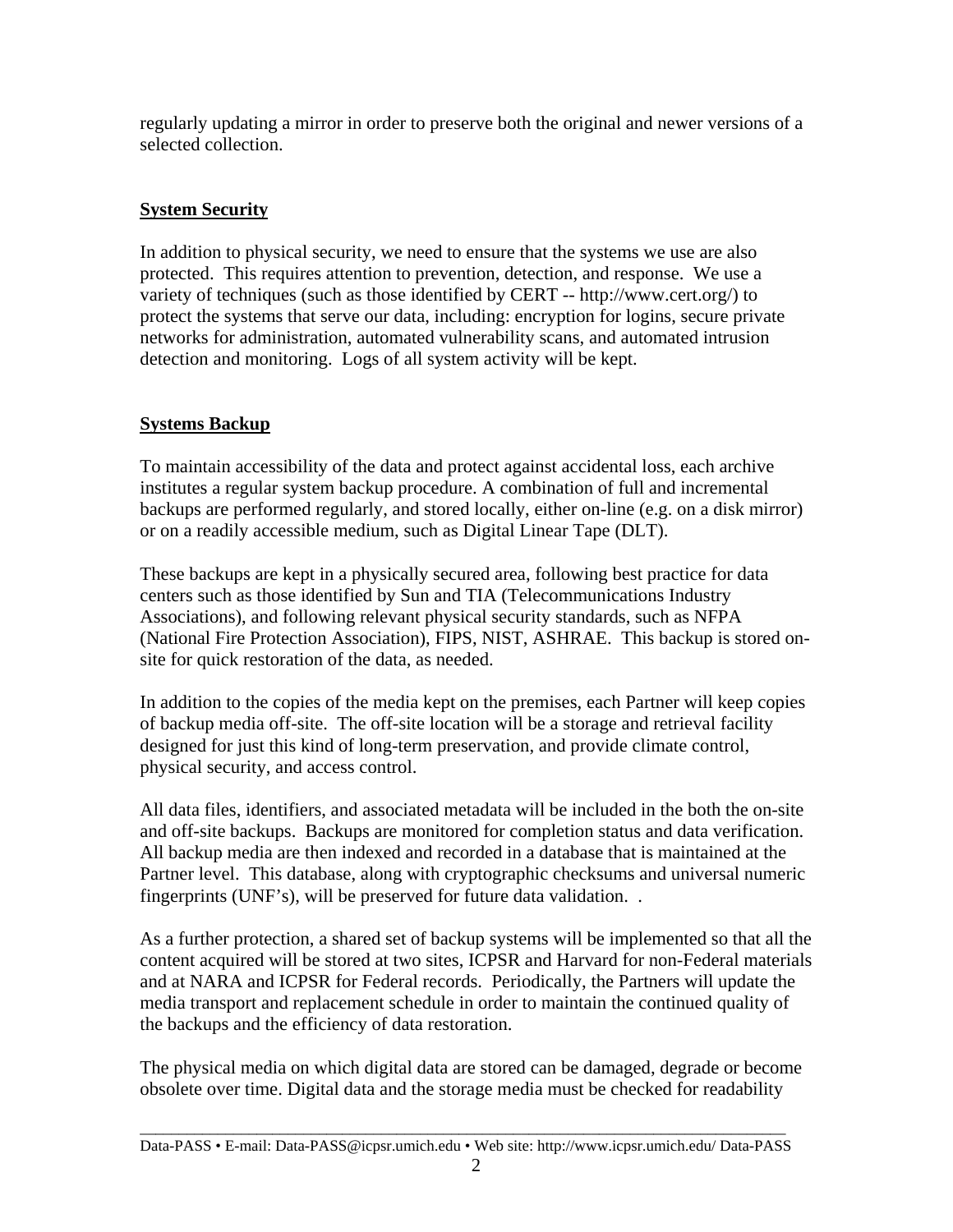regularly updating a mirror in order to preserve both the original and newer versions of a selected collection.

## System Security

In addition to physical security, we need to ensure that the systems we use are also protected. This requires attention to prevention, detection, and response. We use a variety of techniques (such as those identified by CERT -- http://www.cert.org/) to protect the systems that serve our data, including: encryption for logins, secure private networks for administration, automated vulnerability scans, and automated intrusion detection and monitoring. Logs of all system activity will be kept.

## Systems Backup

To maintain accessibility of the data and protect against accidental loss, each archive institutes a regular system backup procedure. A combination of full and incremental backups are performed regularly, and stored locally, either on-line (e.g. on a disk mirror) or on a readily accessible medium, such as Digital Linear Tape (DLT).

These backups are kept in a physically secured area, following best practice for data centers such as those identified by Sun and TIA (Telecommunications Industry Associations), and following relevant physical security standards, such as NFPA (National Fire Protection Association), FIPS, NIST, ASHRAE. This backup is stored on-site for quick restoration of the data, as needed.

In addition to the copies of the media kept on the premises, each Partner will keep copies of backup media off-site. The off-site location will be a storage and retrieval facility designed for just this kind of long-term preservation, and provide climate control, physical security, and access control.

All data files, identifiers, and associated metadata will be included in the both the on-site and off-site backups. Backups are monitored for completion status and data verification. All backup media are then indexed and recorded in a database that is maintained at the Partner level. This database, along with cryptographic checksums and universal numeric fingerprints (UNF's), will be preserved for future data validation. .

As a further protection, a shared set of backup systems will be implemented so that all the content acquired will be stored at two sites, ICPSR and Harvard for non-Federal materials and at NARA and ICPSR for Federal records. Periodically, the Partners will update the media transport and replacement schedule in order to maintain the continued quality of the backups and the efficiency of data restoration.

The physical media on which digital data are stored can be damaged, degrade or become obsolete over time. Digital data and the storage media must be checked for readability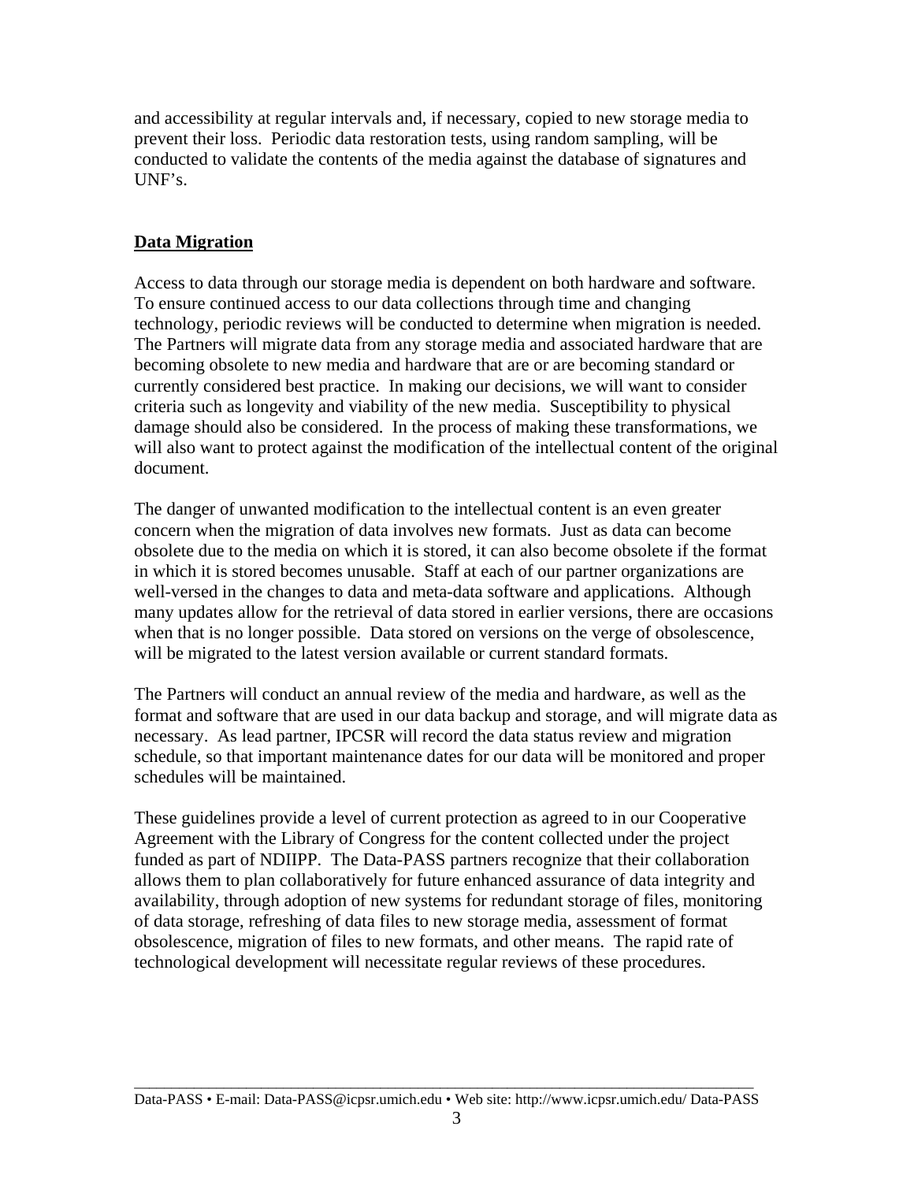and accessibility at regular intervals and, if necessary, copied to new storage media to prevent their loss. Periodic data restoration tests, using random sampling, will be conducted to validate the contents of the media against the database of signatures and UNF's.

## Data Migration

Access to data through our storage media is dependent on both hardware and software. To ensure continued access to our data collections through time and changing technology, periodic reviews will be conducted to determine when migration is needed. The Partners will migrate data from any storage media and associated hardware that are becoming obsolete to new media and hardware that are or are becoming standard or currently considered best practice. In making our decisions, we will want to consider criteria such as longevity and viability of the new media. Susceptibility to physical damage should also be considered. In the process of making these transformations, we will also want to protect against the modification of the intellectual content of the original document.

The danger of unwanted modification to the intellectual content is an even greater concern when the migration of data involves new formats. Just as data can become obsolete due to the media on which it is stored, it can also become obsolete if the format in which it is stored becomes unusable. Staff at each of our partner organizations are well-versed in the changes to data and meta-data software and applications. Although many updates allow for the retrieval of data stored in earlier versions, there are occasions when that is no longer possible. Data stored on versions on the verge of obsolescence, will be migrated to the latest version available or current standard formats.

The Partners will conduct an annual review of the media and hardware, as well as the format and software that are used in our data backup and storage, and will migrate data as necessary. As lead partner, IPCSR will record the data status review and migration schedule, so that important maintenance dates for our data will be monitored and proper schedules will be maintained.

These guidelines provide a level of current protection as agreed to in our Cooperative Agreement with the Library of Congress for the content collected under the project funded as part of NDIIPP. The Data-PASS partners recognize that their collaboration allows them to plan collaboratively for future enhanced assurance of data integrity and availability, through adoption of new systems for redundant storage of files, monitoring of data storage, refreshing of data files to new storage media, assessment of format obsolescence, migration of files to new formats, and other means. The rapid rate of technological development will necessitate regular reviews of these procedures.